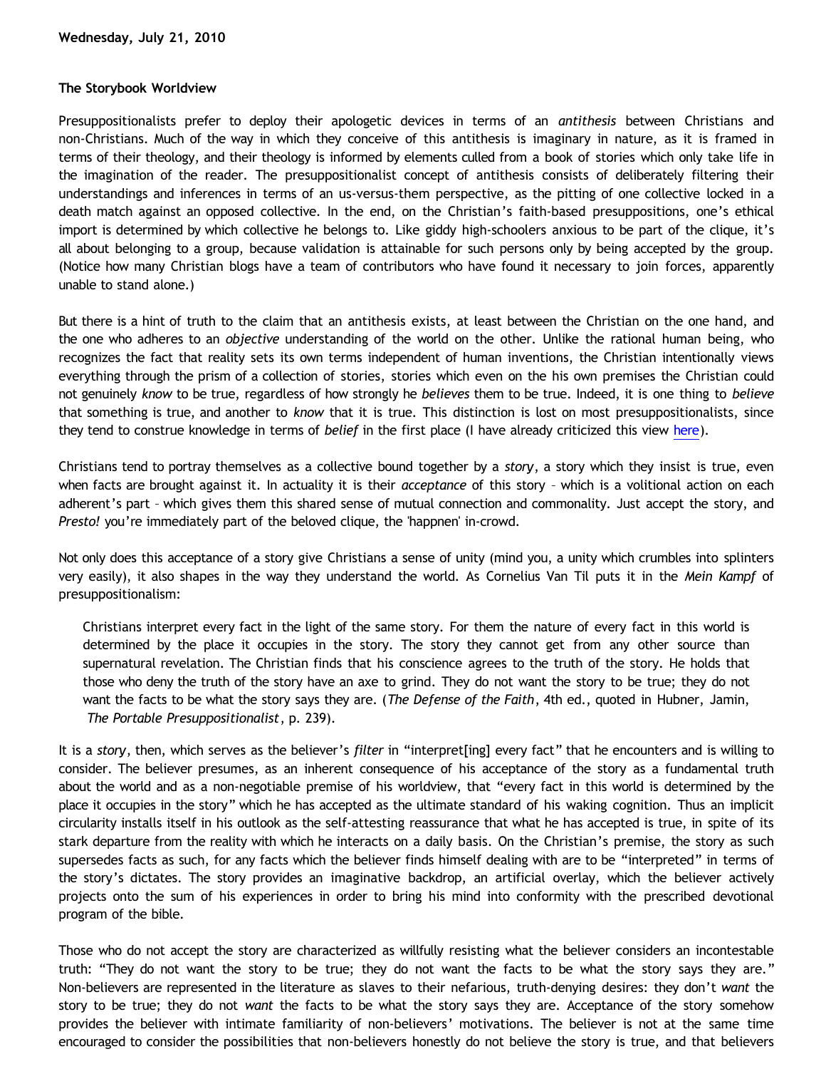**Wednesday, July 21, 2010**

**The Storybook Worldview**

Presuppositionalists prefer to deploy their apologetic devices in terms of an *antithesis* between Christians and non-Christians. Much of the way in which they conceive of this antithesis is imaginary in nature, as it is framed in terms of their theology, and their theology is informed by elements culled from a book of stories which only take life in the imagination of the reader. The presuppositionalist concept of antithesis consists of deliberately filtering their understandings and inferences in terms of an us-versus-them perspective, as the pitting of one collective locked in a death match against an opposed collective. In the end, on the Christian's faith-based presuppositions, one's ethical import is determined by which collective he belongs to. Like giddy high-schoolers anxious to be part of the clique, it's all about belonging to a group, because validation is attainable for such persons only by being accepted by the group. (Notice how many Christian blogs have a team of contributors who have found it necessary to join forces, apparently unable to stand alone.)

But there is a hint of truth to the claim that an antithesis exists, at least between the Christian on the one hand, and the one who adheres to an *objective* understanding of the world on the other. Unlike the rational human being, who recognizes the fact that reality sets its own terms independent of human inventions, the Christian intentionally views everything through the prism of a collection of stories, stories which even on the his own premises the Christian could not genuinely *know* to be true, regardless of how strongly he *believes* them to be true. Indeed, it is one thing to *believe* that something is true, and another to *know* that it is true. This distinction is lost on most presuppositionalists, since they tend to construe knowledge in terms of *belief* in the first place (I have already criticized this view here).

Christians tend to portray themselves as a collective bound together by a *story*, a story which they insist is true, even when facts are brought against it. In actuality it is their *acceptance* of this story – which is a volitional action on each adherent's part – which gives them this shared sense of mutual connection and commonality. Just accept the story, and *Presto!* you're immediately part of the beloved clique, the 'happnen' in-crowd.

Not only does this acceptance of a story give Christians a sense of unity (mind you, a unity which crumbles into splinters very easily), it also shapes in the way they understand the world. As Cornelius Van Til puts it in the *Mein Kampf* of presuppositionalism:

> Christians interpret every fact in the light of the same story. For them the nature of every fact in this world is determined by the place it occupies in the story. The story they cannot get from any other source than supernatural revelation. The Christian finds that his conscience agrees to the truth of the story. He holds that those who deny the truth of the story have an axe to grind. They do not want the story to be true; they do not want the facts to be what the story says they are. (*The Defense of the Faith*, 4th ed., quoted in Hubner, Jamin, *The Portable Presuppositionalist*, p. 239).

It is a *story*, then, which serves as the believer's *filter* in "interpret[ing] every fact" that he encounters and is willing to consider. The believer presumes, as an inherent consequence of his acceptance of the story as a fundamental truth about the world and as a non-negotiable premise of his worldview, that "every fact in this world is determined by the place it occupies in the story" which he has accepted as the ultimate standard of his waking cognition. Thus an implicit circularity installs itself in his outlook as the self-attesting reassurance that what he has accepted is true, in spite of its stark departure from the reality with which he interacts on a daily basis. On the Christian's premise, the story as such supersedes facts as such, for any facts which the believer finds himself dealing with are to be "interpreted" in terms of the story's dictates. The story provides an imaginative backdrop, an artificial overlay, which the believer actively projects onto the sum of his experiences in order to bring his mind into conformity with the prescribed devotional program of the bible.

Those who do not accept the story are characterized as willfully resisting what the believer considers an incontestable truth: "They do not want the story to be true; they do not want the facts to be what the story says they are." Non-believers are represented in the literature as slaves to their nefarious, truth-denying desires: they don't *want* the story to be true; they do not *want* the facts to be what the story says they are. Acceptance of the story somehow provides the believer with intimate familiarity of non-believers' motivations. The believer is not at the same time encouraged to consider the possibilities that non-believers honestly do not believe the story is true, and that believers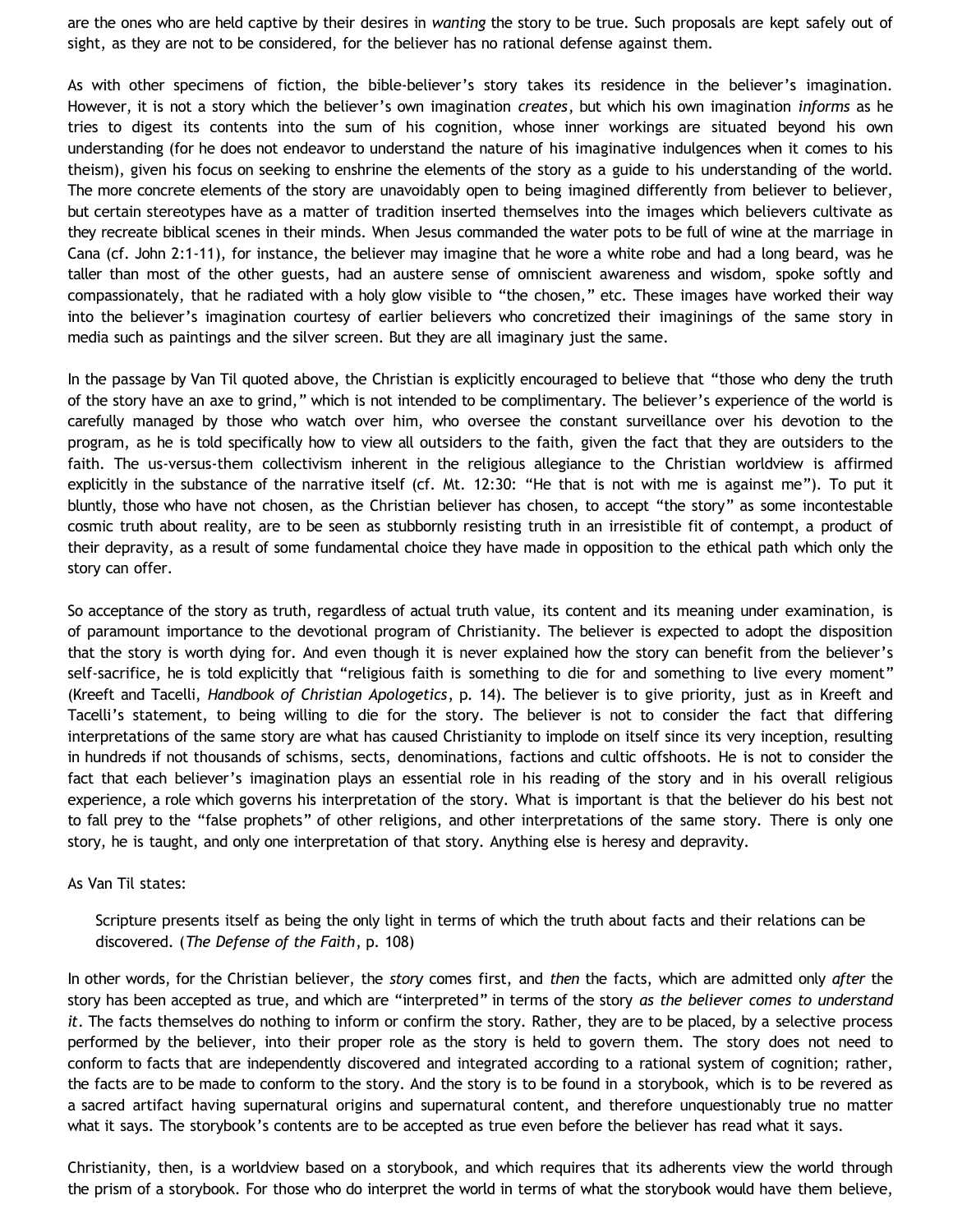are the ones who are held captive by their desires in *wanting* the story to be true. Such proposals are kept safely out of sight, as they are not to be considered, for the believer has no rational defense against them.

As with other specimens of fiction, the bible-believer's story takes its residence in the believer's imagination. However, it is not a story which the believer's own imagination *creates*, but which his own imagination *informs* as he tries to digest its contents into the sum of his cognition, whose inner workings are situated beyond his own understanding (for he does not endeavor to understand the nature of his imaginative indulgences when it comes to his theism), given his focus on seeking to enshrine the elements of the story as a guide to his understanding of the world. The more concrete elements of the story are unavoidably open to being imagined differently from believer to believer, but certain stereotypes have as a matter of tradition inserted themselves into the images which believers cultivate as they recreate biblical scenes in their minds. When Jesus commanded the water pots to be full of wine at the marriage in Cana (cf. John 2:1-11), for instance, the believer may imagine that he wore a white robe and had a long beard, was he taller than most of the other guests, had an austere sense of omniscient awareness and wisdom, spoke softly and compassionately, that he radiated with a holy glow visible to "the chosen," etc. These images have worked their way into the believer's imagination courtesy of earlier believers who concretized their imaginings of the same story in media such as paintings and the silver screen. But they are all imaginary just the same.

In the passage by Van Til quoted above, the Christian is explicitly encouraged to believe that "those who deny the truth of the story have an axe to grind," which is not intended to be complimentary. The believer's experience of the world is carefully managed by those who watch over him, who oversee the constant surveillance over his devotion to the program, as he is told specifically how to view all outsiders to the faith, given the fact that they are outsiders to the faith. The us-versus-them collectivism inherent in the religious allegiance to the Christian worldview is affirmed explicitly in the substance of the narrative itself (cf. Mt. 12:30: "He that is not with me is against me"). To put it bluntly, those who have not chosen, as the Christian believer has chosen, to accept "the story" as some incontestable cosmic truth about reality, are to be seen as stubbornly resisting truth in an irresistible fit of contempt, a product of their depravity, as a result of some fundamental choice they have made in opposition to the ethical path which only the story can offer.

So acceptance of the story as truth, regardless of actual truth value, its content and its meaning under examination, is of paramount importance to the devotional program of Christianity. The believer is expected to adopt the disposition that the story is worth dying for. And even though it is never explained how the story can benefit from the believer's self-sacrifice, he is told explicitly that "religious faith is something to die for and something to live every moment" (Kreeft and Tacelli, *Handbook of Christian Apologetics*, p. 14). The believer is to give priority, just as in Kreeft and Tacelli's statement, to being willing to die for the story. The believer is not to consider the fact that differing interpretations of the same story are what has caused Christianity to implode on itself since its very inception, resulting in hundreds if not thousands of schisms, sects, denominations, factions and cultic offshoots. He is not to consider the fact that each believer's imagination plays an essential role in his reading of the story and in his overall religious experience, a role which governs his interpretation of the story. What is important is that the believer do his best not to fall prey to the "false prophets" of other religions, and other interpretations of the same story. There is only one story, he is taught, and only one interpretation of that story. Anything else is heresy and depravity.

As Van Til states:

> Scripture presents itself as being the only light in terms of which the truth about facts and their relations can be discovered. (*The Defense of the Faith*, p. 108)

In other words, for the Christian believer, the *story* comes first, and *then* the facts, which are admitted only *after* the story has been accepted as true, and which are "interpreted" in terms of the story *as the believer comes to understand it*. The facts themselves do nothing to inform or confirm the story. Rather, they are to be placed, by a selective process performed by the believer, into their proper role as the story is held to govern them. The story does not need to conform to facts that are independently discovered and integrated according to a rational system of cognition; rather, the facts are to be made to conform to the story. And the story is to be found in a storybook, which is to be revered as a sacred artifact having supernatural origins and supernatural content, and therefore unquestionably true no matter what it says. The storybook's contents are to be accepted as true even before the believer has read what it says.

Christianity, then, is a worldview based on a storybook, and which requires that its adherents view the world through the prism of a storybook. For those who do interpret the world in terms of what the storybook would have them believe,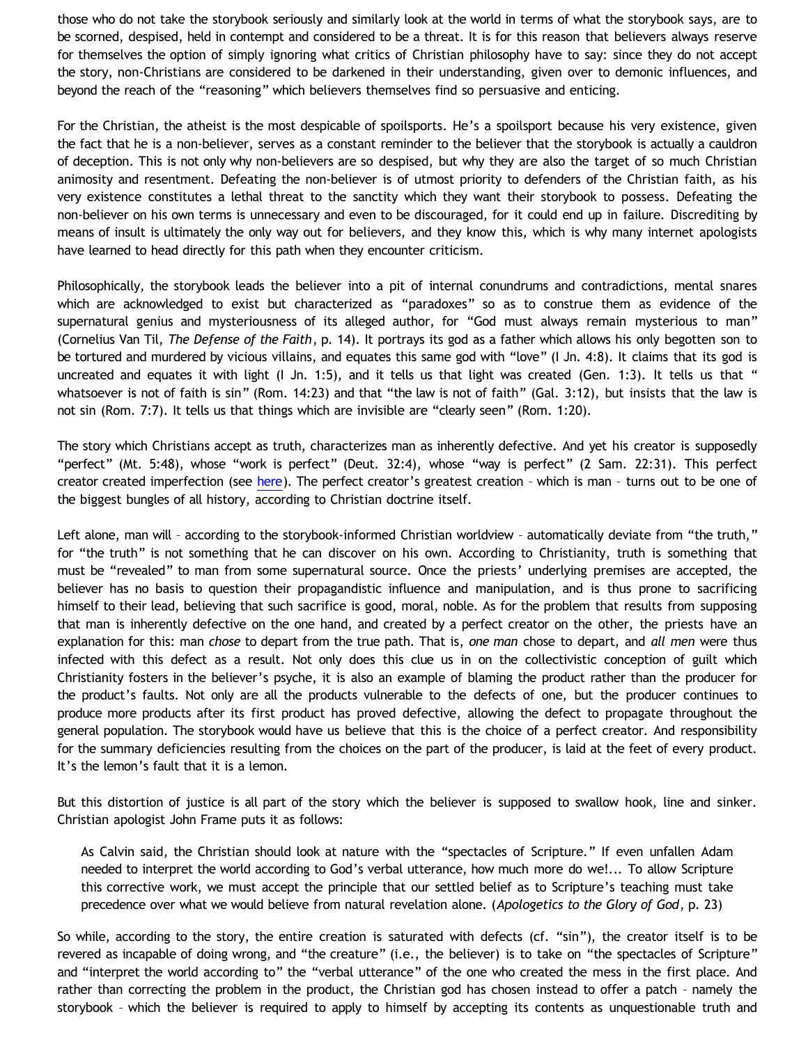those who do not take the storybook seriously and similarly look at the world in terms of what the storybook says, are to be scorned, despised, held in contempt and considered to be a threat. It is for this reason that believers always reserve for themselves the option of simply ignoring what critics of Christian philosophy have to say: since they do not accept the story, non-Christians are considered to be darkened in their understanding, given over to demonic influences, and beyond the reach of the "reasoning" which believers themselves find so persuasive and enticing.

For the Christian, the atheist is the most despicable of spoilsports. He's a spoilsport because his very existence, given the fact that he is a non-believer, serves as a constant reminder to the believer that the storybook is actually a cauldron of deception. This is not only why non-believers are so despised, but why they are also the target of so much Christian animosity and resentment. Defeating the non-believer is of utmost priority to defenders of the Christian faith, as his very existence constitutes a lethal threat to the sanctity which they want their storybook to possess. Defeating the non-believer on his own terms is unnecessary and even to be discouraged, for it could end up in failure. Discrediting by means of insult is ultimately the only way out for believers, and they know this, which is why many internet apologists have learned to head directly for this path when they encounter criticism.

Philosophically, the storybook leads the believer into a pit of internal conundrums and contradictions, mental snares which are acknowledged to exist but characterized as "paradoxes" so as to construe them as evidence of the supernatural genius and mysteriousness of its alleged author, for "God must always remain mysterious to man" (Cornelius Van Til, *The Defense of the Faith*, p. 14). It portrays its god as a father which allows his only begotten son to be tortured and murdered by vicious villains, and equates this same god with "love" (I Jn. 4:8). It claims that its god is uncreated and equates it with light (I Jn. 1:5), and it tells us that light was created (Gen. 1:3). It tells us that " whatsoever is not of faith is sin" (Rom. 14:23) and that "the law is not of faith" (Gal. 3:12), but insists that the law is not sin (Rom. 7:7). It tells us that things which are invisible are "clearly seen" (Rom. 1:20).

The story which Christians accept as truth, characterizes man as inherently defective. And yet his creator is supposedly "perfect" (Mt. 5:48), whose "work is perfect" (Deut. 32:4), whose "way is perfect" (2 Sam. 22:31). This perfect creator created imperfection (see here). The perfect creator's greatest creation – which is man – turns out to be one of the biggest bungles of all history, according to Christian doctrine itself.

Left alone, man will – according to the storybook-informed Christian worldview – automatically deviate from "the truth," for "the truth" is not something that he can discover on his own. According to Christianity, truth is something that must be "revealed" to man from some supernatural source. Once the priests' underlying premises are accepted, the believer has no basis to question their propagandistic influence and manipulation, and is thus prone to sacrificing himself to their lead, believing that such sacrifice is good, moral, noble. As for the problem that results from supposing that man is inherently defective on the one hand, and created by a perfect creator on the other, the priests have an explanation for this: man *chose* to depart from the true path. That is, *one man* chose to depart, and *all men* were thus infected with this defect as a result. Not only does this clue us in on the collectivistic conception of guilt which Christianity fosters in the believer's psyche, it is also an example of blaming the product rather than the producer for the product's faults. Not only are all the products vulnerable to the defects of one, but the producer continues to produce more products after its first product has proved defective, allowing the defect to propagate throughout the general population. The storybook would have us believe that this is the choice of a perfect creator. And responsibility for the summary deficiencies resulting from the choices on the part of the producer, is laid at the feet of every product. It's the lemon's fault that it is a lemon.

But this distortion of justice is all part of the story which the believer is supposed to swallow hook, line and sinker. Christian apologist John Frame puts it as follows:

> As Calvin said, the Christian should look at nature with the "spectacles of Scripture." If even unfallen Adam needed to interpret the world according to God's verbal utterance, how much more do we!... To allow Scripture this corrective work, we must accept the principle that our settled belief as to Scripture's teaching must take precedence over what we would believe from natural revelation alone. (*Apologetics to the Glory of God*, p. 23)

So while, according to the story, the entire creation is saturated with defects (cf. "sin"), the creator itself is to be revered as incapable of doing wrong, and "the creature" (i.e., the believer) is to take on "the spectacles of Scripture" and "interpret the world according to" the "verbal utterance" of the one who created the mess in the first place. And rather than correcting the problem in the product, the Christian god has chosen instead to offer a patch – namely the storybook – which the believer is required to apply to himself by accepting its contents as unquestionable truth and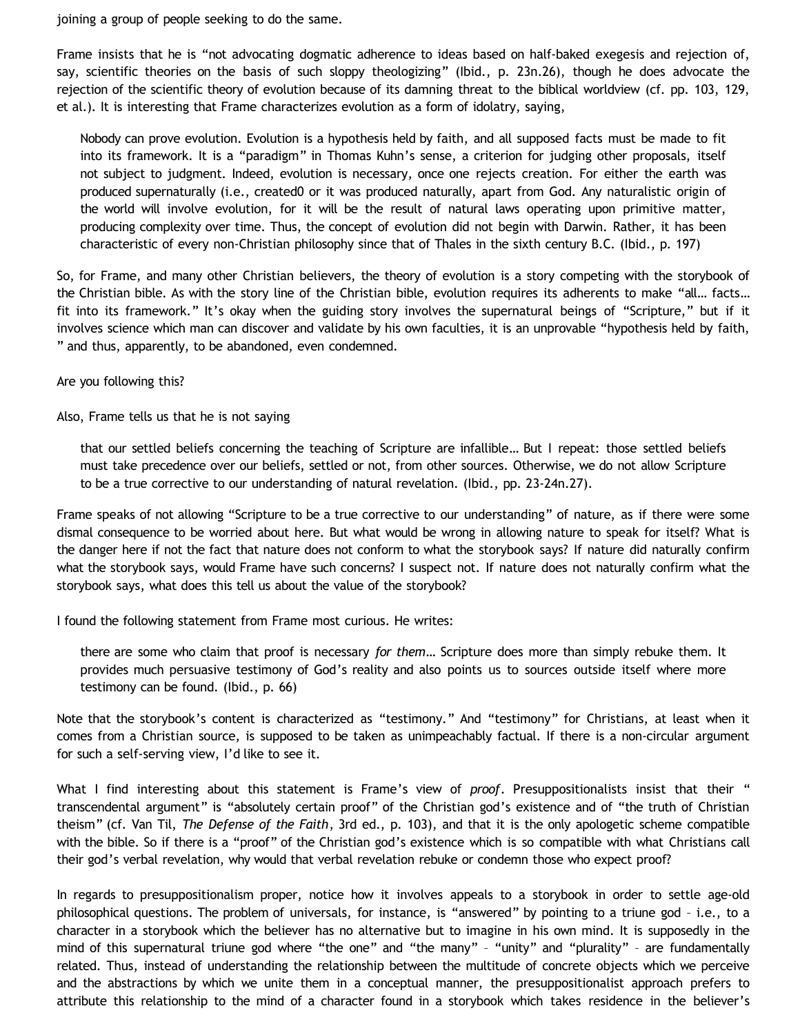joining a group of people seeking to do the same.

Frame insists that he is "not advocating dogmatic adherence to ideas based on half-baked exegesis and rejection of, say, scientific theories on the basis of such sloppy theologizing" (Ibid., p. 23n.26), though he does advocate the rejection of the scientific theory of evolution because of its damning threat to the biblical worldview (cf. pp. 103, 129, et al.). It is interesting that Frame characterizes evolution as a form of idolatry, saying,

> Nobody can prove evolution. Evolution is a hypothesis held by faith, and all supposed facts must be made to fit into its framework. It is a "paradigm" in Thomas Kuhn's sense, a criterion for judging other proposals, itself not subject to judgment. Indeed, evolution is necessary, once one rejects creation. For either the earth was produced supernaturally (i.e., created0 or it was produced naturally, apart from God. Any naturalistic origin of the world will involve evolution, for it will be the result of natural laws operating upon primitive matter, producing complexity over time. Thus, the concept of evolution did not begin with Darwin. Rather, it has been characteristic of every non-Christian philosophy since that of Thales in the sixth century B.C. (Ibid., p. 197)

So, for Frame, and many other Christian believers, the theory of evolution is a story competing with the storybook of the Christian bible. As with the story line of the Christian bible, evolution requires its adherents to make "all… facts… fit into its framework." It's okay when the guiding story involves the supernatural beings of "Scripture," but if it involves science which man can discover and validate by his own faculties, it is an unprovable "hypothesis held by faith, " and thus, apparently, to be abandoned, even condemned.

Are you following this?

Also, Frame tells us that he is not saying

> that our settled beliefs concerning the teaching of Scripture are infallible… But I repeat: those settled beliefs must take precedence over our beliefs, settled or not, from other sources. Otherwise, we do not allow Scripture to be a true corrective to our understanding of natural revelation. (Ibid., pp. 23-24n.27).

Frame speaks of not allowing "Scripture to be a true corrective to our understanding" of nature, as if there were some dismal consequence to be worried about here. But what would be wrong in allowing nature to speak for itself? What is the danger here if not the fact that nature does not conform to what the storybook says? If nature did naturally confirm what the storybook says, would Frame have such concerns? I suspect not. If nature does not naturally confirm what the storybook says, what does this tell us about the value of the storybook?

I found the following statement from Frame most curious. He writes:

> there are some who claim that proof is necessary *for them*… Scripture does more than simply rebuke them. It provides much persuasive testimony of God's reality and also points us to sources outside itself where more testimony can be found. (Ibid., p. 66)

Note that the storybook's content is characterized as "testimony." And "testimony" for Christians, at least when it comes from a Christian source, is supposed to be taken as unimpeachably factual. If there is a non-circular argument for such a self-serving view, I'd like to see it.

What I find interesting about this statement is Frame's view of *proof*. Presuppositionalists insist that their " transcendental argument" is "absolutely certain proof" of the Christian god's existence and of "the truth of Christian theism" (cf. Van Til, *The Defense of the Faith*, 3rd ed., p. 103), and that it is the only apologetic scheme compatible with the bible. So if there is a "proof" of the Christian god's existence which is so compatible with what Christians call their god's verbal revelation, why would that verbal revelation rebuke or condemn those who expect proof?

In regards to presuppositionalism proper, notice how it involves appeals to a storybook in order to settle age-old philosophical questions. The problem of universals, for instance, is "answered" by pointing to a triune god – i.e., to a character in a storybook which the believer has no alternative but to imagine in his own mind. It is supposedly in the mind of this supernatural triune god where "the one" and "the many" – "unity" and "plurality" – are fundamentally related. Thus, instead of understanding the relationship between the multitude of concrete objects which we perceive and the abstractions by which we unite them in a conceptual manner, the presuppositionalist approach prefers to attribute this relationship to the mind of a character found in a storybook which takes residence in the believer's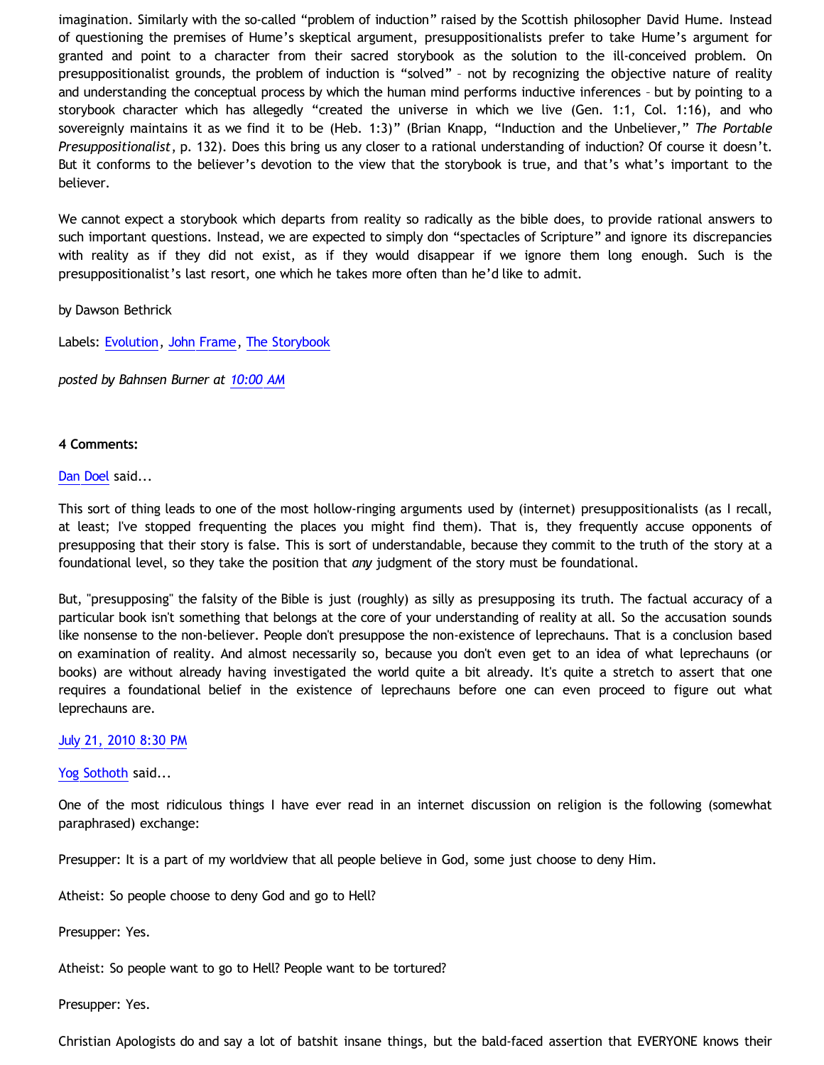imagination. Similarly with the so-called "problem of induction" raised by the Scottish philosopher David Hume. Instead of questioning the premises of Hume's skeptical argument, presuppositionalists prefer to take Hume's argument for granted and point to a character from their sacred storybook as the solution to the ill-conceived problem. On presuppositionalist grounds, the problem of induction is "solved" – not by recognizing the objective nature of reality and understanding the conceptual process by which the human mind performs inductive inferences – but by pointing to a storybook character which has allegedly "created the universe in which we live (Gen. 1:1, Col. 1:16), and who sovereignly maintains it as we find it to be (Heb. 1:3)" (Brian Knapp, "Induction and the Unbeliever," *The Portable Presuppositionalist*, p. 132). Does this bring us any closer to a rational understanding of induction? Of course it doesn't. But it conforms to the believer's devotion to the view that the storybook is true, and that's what's important to the believer.

We cannot expect a storybook which departs from reality so radically as the bible does, to provide rational answers to such important questions. Instead, we are expected to simply don "spectacles of Scripture" and ignore its discrepancies with reality as if they did not exist, as if they would disappear if we ignore them long enough. Such is the presuppositionalist's last resort, one which he takes more often than he'd like to admit.

by Dawson Bethrick

Labels: Evolution, John Frame, The Storybook

*posted by Bahnsen Burner at 10:00 AM*

**4 Comments:**

Dan Doel said...

This sort of thing leads to one of the most hollow-ringing arguments used by (internet) presuppositionalists (as I recall, at least; I've stopped frequenting the places you might find them). That is, they frequently accuse opponents of presupposing that their story is false. This is sort of understandable, because they commit to the truth of the story at a foundational level, so they take the position that *any* judgment of the story must be foundational.

But, "presupposing" the falsity of the Bible is just (roughly) as silly as presupposing its truth. The factual accuracy of a particular book isn't something that belongs at the core of your understanding of reality at all. So the accusation sounds like nonsense to the non-believer. People don't presuppose the non-existence of leprechauns. That is a conclusion based on examination of reality. And almost necessarily so, because you don't even get to an idea of what leprechauns (or books) are without already having investigated the world quite a bit already. It's quite a stretch to assert that one requires a foundational belief in the existence of leprechauns before one can even proceed to figure out what leprechauns are.

July 21, 2010 8:30 PM

Yog Sothoth said...

One of the most ridiculous things I have ever read in an internet discussion on religion is the following (somewhat paraphrased) exchange:

Presupper: It is a part of my worldview that all people believe in God, some just choose to deny Him.

Atheist: So people choose to deny God and go to Hell?

Presupper: Yes.

Atheist: So people want to go to Hell? People want to be tortured?

Presupper: Yes.

Christian Apologists do and say a lot of batshit insane things, but the bald-faced assertion that EVERYONE knows their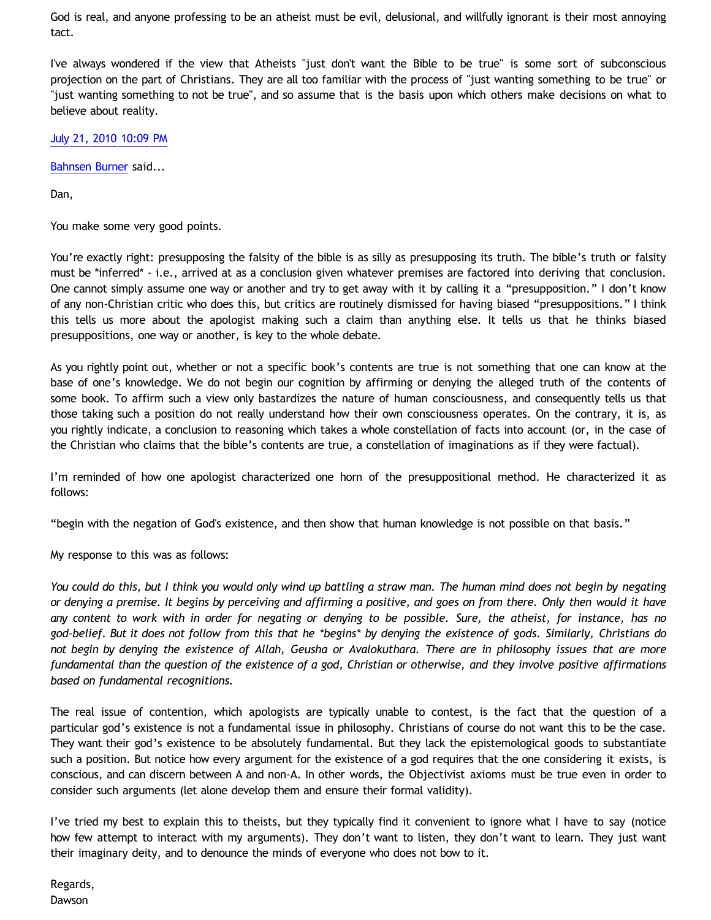God is real, and anyone professing to be an atheist must be evil, delusional, and willfully ignorant is their most annoying tact.

I've always wondered if the view that Atheists "just don't want the Bible to be true" is some sort of subconscious projection on the part of Christians. They are all too familiar with the process of "just wanting something to be true" or "just wanting something to not be true", and so assume that is the basis upon which others make decisions on what to believe about reality.

July 21, 2010 10:09 PM

Bahnsen Burner said...

Dan,

You make some very good points.

You're exactly right: presupposing the falsity of the bible is as silly as presupposing its truth. The bible's truth or falsity must be *inferred* - i.e., arrived at as a conclusion given whatever premises are factored into deriving that conclusion. One cannot simply assume one way or another and try to get away with it by calling it a "presupposition." I don't know of any non-Christian critic who does this, but critics are routinely dismissed for having biased "presuppositions." I think this tells us more about the apologist making such a claim than anything else. It tells us that he thinks biased presuppositions, one way or another, is key to the whole debate.

As you rightly point out, whether or not a specific book's contents are true is not something that one can know at the base of one's knowledge. We do not begin our cognition by affirming or denying the alleged truth of the contents of some book. To affirm such a view only bastardizes the nature of human consciousness, and consequently tells us that those taking such a position do not really understand how their own consciousness operates. On the contrary, it is, as you rightly indicate, a conclusion to reasoning which takes a whole constellation of facts into account (or, in the case of the Christian who claims that the bible's contents are true, a constellation of imaginations as if they were factual).

I'm reminded of how one apologist characterized one horn of the presuppositional method. He characterized it as follows:

"begin with the negation of God's existence, and then show that human knowledge is not possible on that basis."

My response to this was as follows:

*You could do this, but I think you would only wind up battling a straw man. The human mind does not begin by negating or denying a premise. It begins by perceiving and affirming a positive, and goes on from there. Only then would it have any content to work with in order for negating or denying to be possible. Sure, the atheist, for instance, has no god-belief. But it does not follow from this that he *begins* by denying the existence of gods. Similarly, Christians do not begin by denying the existence of Allah, Geusha or Avalokuthara. There are in philosophy issues that are more fundamental than the question of the existence of a god, Christian or otherwise, and they involve positive affirmations based on fundamental recognitions.*

The real issue of contention, which apologists are typically unable to contest, is the fact that the question of a particular god's existence is not a fundamental issue in philosophy. Christians of course do not want this to be the case. They want their god's existence to be absolutely fundamental. But they lack the epistemological goods to substantiate such a position. But notice how every argument for the existence of a god requires that the one considering it exists, is conscious, and can discern between A and non-A. In other words, the Objectivist axioms must be true even in order to consider such arguments (let alone develop them and ensure their formal validity).

I've tried my best to explain this to theists, but they typically find it convenient to ignore what I have to say (notice how few attempt to interact with my arguments). They don't want to listen, they don't want to learn. They just want their imaginary deity, and to denounce the minds of everyone who does not bow to it.

Regards,
Dawson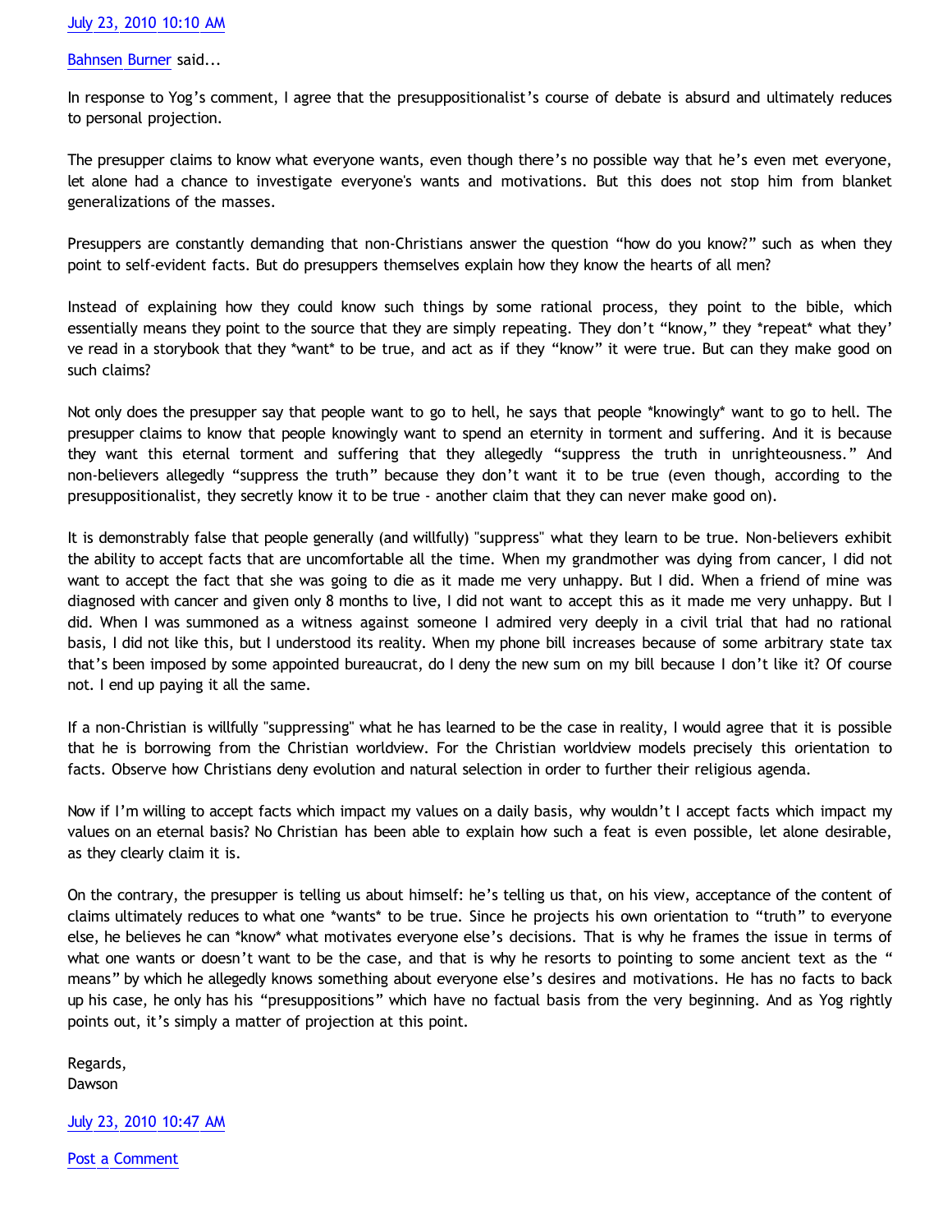July 23, 2010 10:10 AM

Bahnsen Burner said...

In response to Yog's comment, I agree that the presuppositionalist's course of debate is absurd and ultimately reduces to personal projection.

The presupper claims to know what everyone wants, even though there's no possible way that he's even met everyone, let alone had a chance to investigate everyone's wants and motivations. But this does not stop him from blanket generalizations of the masses.

Presuppers are constantly demanding that non-Christians answer the question "how do you know?" such as when they point to self-evident facts. But do presuppers themselves explain how they know the hearts of all men?

Instead of explaining how they could know such things by some rational process, they point to the bible, which essentially means they point to the source that they are simply repeating. They don't "know," they *repeat* what they've read in a storybook that they *want* to be true, and act as if they "know" it were true. But can they make good on such claims?

Not only does the presupper say that people want to go to hell, he says that people *knowingly* want to go to hell. The presupper claims to know that people knowingly want to spend an eternity in torment and suffering. And it is because they want this eternal torment and suffering that they allegedly "suppress the truth in unrighteousness." And non-believers allegedly "suppress the truth" because they don't want it to be true (even though, according to the presuppositionalist, they secretly know it to be true - another claim that they can never make good on).

It is demonstrably false that people generally (and willfully) "suppress" what they learn to be true. Non-believers exhibit the ability to accept facts that are uncomfortable all the time. When my grandmother was dying from cancer, I did not want to accept the fact that she was going to die as it made me very unhappy. But I did. When a friend of mine was diagnosed with cancer and given only 8 months to live, I did not want to accept this as it made me very unhappy. But I did. When I was summoned as a witness against someone I admired very deeply in a civil trial that had no rational basis, I did not like this, but I understood its reality. When my phone bill increases because of some arbitrary state tax that's been imposed by some appointed bureaucrat, do I deny the new sum on my bill because I don't like it? Of course not. I end up paying it all the same.

If a non-Christian is willfully "suppressing" what he has learned to be the case in reality, I would agree that it is possible that he is borrowing from the Christian worldview. For the Christian worldview models precisely this orientation to facts. Observe how Christians deny evolution and natural selection in order to further their religious agenda.

Now if I'm willing to accept facts which impact my values on a daily basis, why wouldn't I accept facts which impact my values on an eternal basis? No Christian has been able to explain how such a feat is even possible, let alone desirable, as they clearly claim it is.

On the contrary, the presupper is telling us about himself: he's telling us that, on his view, acceptance of the content of claims ultimately reduces to what one *wants* to be true. Since he projects his own orientation to "truth" to everyone else, he believes he can *know* what motivates everyone else's decisions. That is why he frames the issue in terms of what one wants or doesn't want to be the case, and that is why he resorts to pointing to some ancient text as the "means" by which he allegedly knows something about everyone else's desires and motivations. He has no facts to back up his case, he only has his "presuppositions" which have no factual basis from the very beginning. And as Yog rightly points out, it's simply a matter of projection at this point.

Regards,
Dawson

July 23, 2010 10:47 AM

Post a Comment